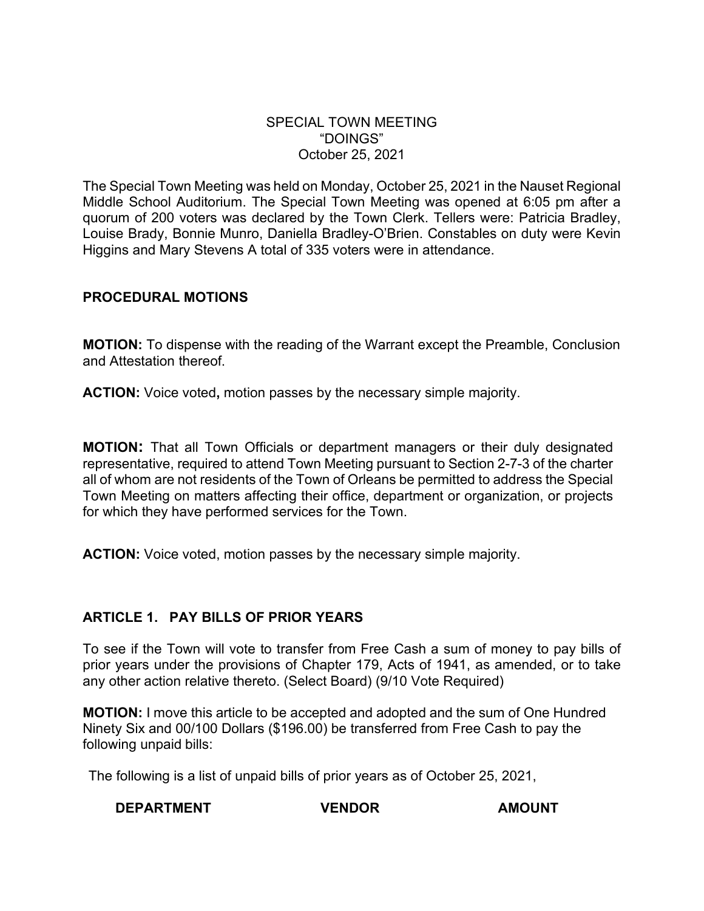SPECIAL TOWN MEETING
"DOINGS"
October 25, 2021

The Special Town Meeting was held on Monday, October 25, 2021 in the Nauset Regional Middle School Auditorium. The Special Town Meeting was opened at 6:05 pm after a quorum of 200 voters was declared by the Town Clerk. Tellers were: Patricia Bradley, Louise Brady, Bonnie Munro, Daniella Bradley-O'Brien. Constables on duty were Kevin Higgins and Mary Stevens A total of 335 voters were in attendance.

## PROCEDURAL MOTIONS

**MOTION:** To dispense with the reading of the Warrant except the Preamble, Conclusion and Attestation thereof.

**ACTION:** Voice voted**,** motion passes by the necessary simple majority.

**MOTION:** That all Town Officials or department managers or their duly designated representative, required to attend Town Meeting pursuant to Section 2-7-3 of the charter all of whom are not residents of the Town of Orleans be permitted to address the Special Town Meeting on matters affecting their office, department or organization, or projects for which they have performed services for the Town.

**ACTION:** Voice voted, motion passes by the necessary simple majority.

## ARTICLE 1. PAY BILLS OF PRIOR YEARS

To see if the Town will vote to transfer from Free Cash a sum of money to pay bills of prior years under the provisions of Chapter 179, Acts of 1941, as amended, or to take any other action relative thereto. (Select Board) (9/10 Vote Required)

**MOTION:** I move this article to be accepted and adopted and the sum of One Hundred Ninety Six and 00/100 Dollars ($196.00) be transferred from Free Cash to pay the following unpaid bills:

The following is a list of unpaid bills of prior years as of October 25, 2021,

| DEPARTMENT | VENDOR | AMOUNT |
| --- | --- | --- |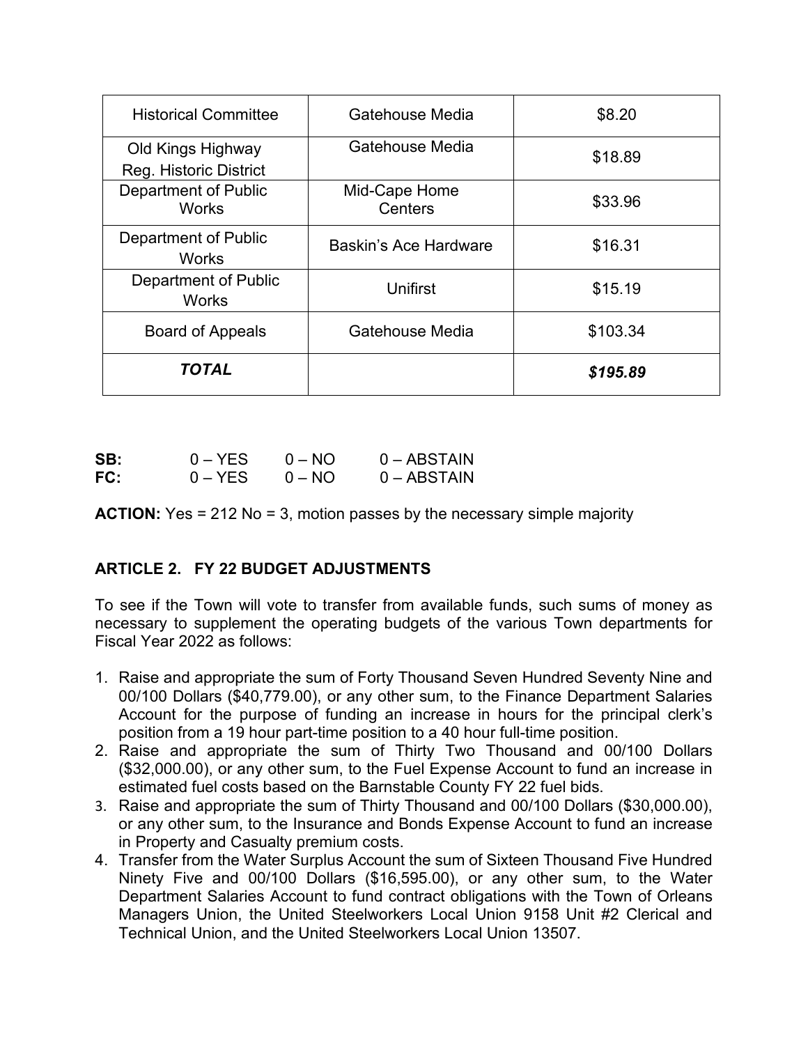| Historical Committee | Gatehouse Media | $8.20 |
|---|---|---|
| Old Kings Highway Reg. Historic District | Gatehouse Media | $18.89 |
| Department of Public Works | Mid-Cape Home Centers | $33.96 |
| Department of Public Works | Baskin's Ace Hardware | $16.31 |
| Department of Public Works | Unifirst | $15.19 |
| Board of Appeals | Gatehouse Media | $103.34 |
| ***TOTAL*** | | ***$195.89*** |

**SB:** 0 – YES 0 – NO 0 – ABSTAIN
**FC:** 0 – YES 0 – NO 0 – ABSTAIN

**ACTION:** Yes = 212 No = 3, motion passes by the necessary simple majority

## ARTICLE 2. FY 22 BUDGET ADJUSTMENTS

To see if the Town will vote to transfer from available funds, such sums of money as necessary to supplement the operating budgets of the various Town departments for Fiscal Year 2022 as follows:

1. Raise and appropriate the sum of Forty Thousand Seven Hundred Seventy Nine and 00/100 Dollars ($40,779.00), or any other sum, to the Finance Department Salaries Account for the purpose of funding an increase in hours for the principal clerk's position from a 19 hour part-time position to a 40 hour full-time position.
2. Raise and appropriate the sum of Thirty Two Thousand and 00/100 Dollars ($32,000.00), or any other sum, to the Fuel Expense Account to fund an increase in estimated fuel costs based on the Barnstable County FY 22 fuel bids.
3. Raise and appropriate the sum of Thirty Thousand and 00/100 Dollars ($30,000.00), or any other sum, to the Insurance and Bonds Expense Account to fund an increase in Property and Casualty premium costs.
4. Transfer from the Water Surplus Account the sum of Sixteen Thousand Five Hundred Ninety Five and 00/100 Dollars ($16,595.00), or any other sum, to the Water Department Salaries Account to fund contract obligations with the Town of Orleans Managers Union, the United Steelworkers Local Union 9158 Unit #2 Clerical and Technical Union, and the United Steelworkers Local Union 13507.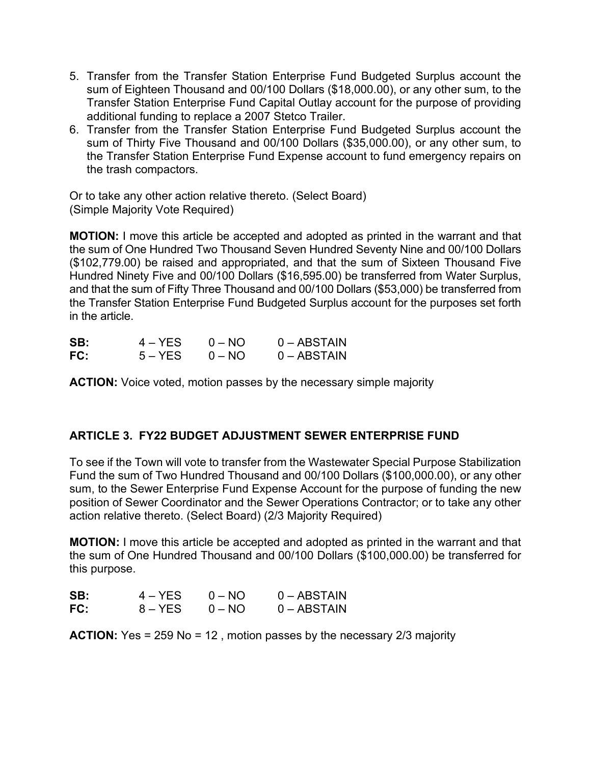5. Transfer from the Transfer Station Enterprise Fund Budgeted Surplus account the sum of Eighteen Thousand and 00/100 Dollars ($18,000.00), or any other sum, to the Transfer Station Enterprise Fund Capital Outlay account for the purpose of providing additional funding to replace a 2007 Stetco Trailer.
6. Transfer from the Transfer Station Enterprise Fund Budgeted Surplus account the sum of Thirty Five Thousand and 00/100 Dollars ($35,000.00), or any other sum, to the Transfer Station Enterprise Fund Expense account to fund emergency repairs on the trash compactors.

Or to take any other action relative thereto. (Select Board)
(Simple Majority Vote Required)

**MOTION:** I move this article be accepted and adopted as printed in the warrant and that the sum of One Hundred Two Thousand Seven Hundred Seventy Nine and 00/100 Dollars ($102,779.00) be raised and appropriated, and that the sum of Sixteen Thousand Five Hundred Ninety Five and 00/100 Dollars ($16,595.00) be transferred from Water Surplus, and that the sum of Fifty Three Thousand and 00/100 Dollars ($53,000) be transferred from the Transfer Station Enterprise Fund Budgeted Surplus account for the purposes set forth in the article.

| | | | |
|---|---|---|---|
| **SB:** | 4 – YES | 0 – NO | 0 – ABSTAIN |
| **FC:** | 5 – YES | 0 – NO | 0 – ABSTAIN |

**ACTION:** Voice voted, motion passes by the necessary simple majority

## ARTICLE 3. FY22 BUDGET ADJUSTMENT SEWER ENTERPRISE FUND

To see if the Town will vote to transfer from the Wastewater Special Purpose Stabilization Fund the sum of Two Hundred Thousand and 00/100 Dollars ($100,000.00), or any other sum, to the Sewer Enterprise Fund Expense Account for the purpose of funding the new position of Sewer Coordinator and the Sewer Operations Contractor; or to take any other action relative thereto. (Select Board) (2/3 Majority Required)

**MOTION:** I move this article be accepted and adopted as printed in the warrant and that the sum of One Hundred Thousand and 00/100 Dollars ($100,000.00) be transferred for this purpose.

| | | | |
|---|---|---|---|
| **SB:** | 4 – YES | 0 – NO | 0 – ABSTAIN |
| **FC:** | 8 – YES | 0 – NO | 0 – ABSTAIN |

**ACTION:** Yes = 259 No = 12 , motion passes by the necessary 2/3 majority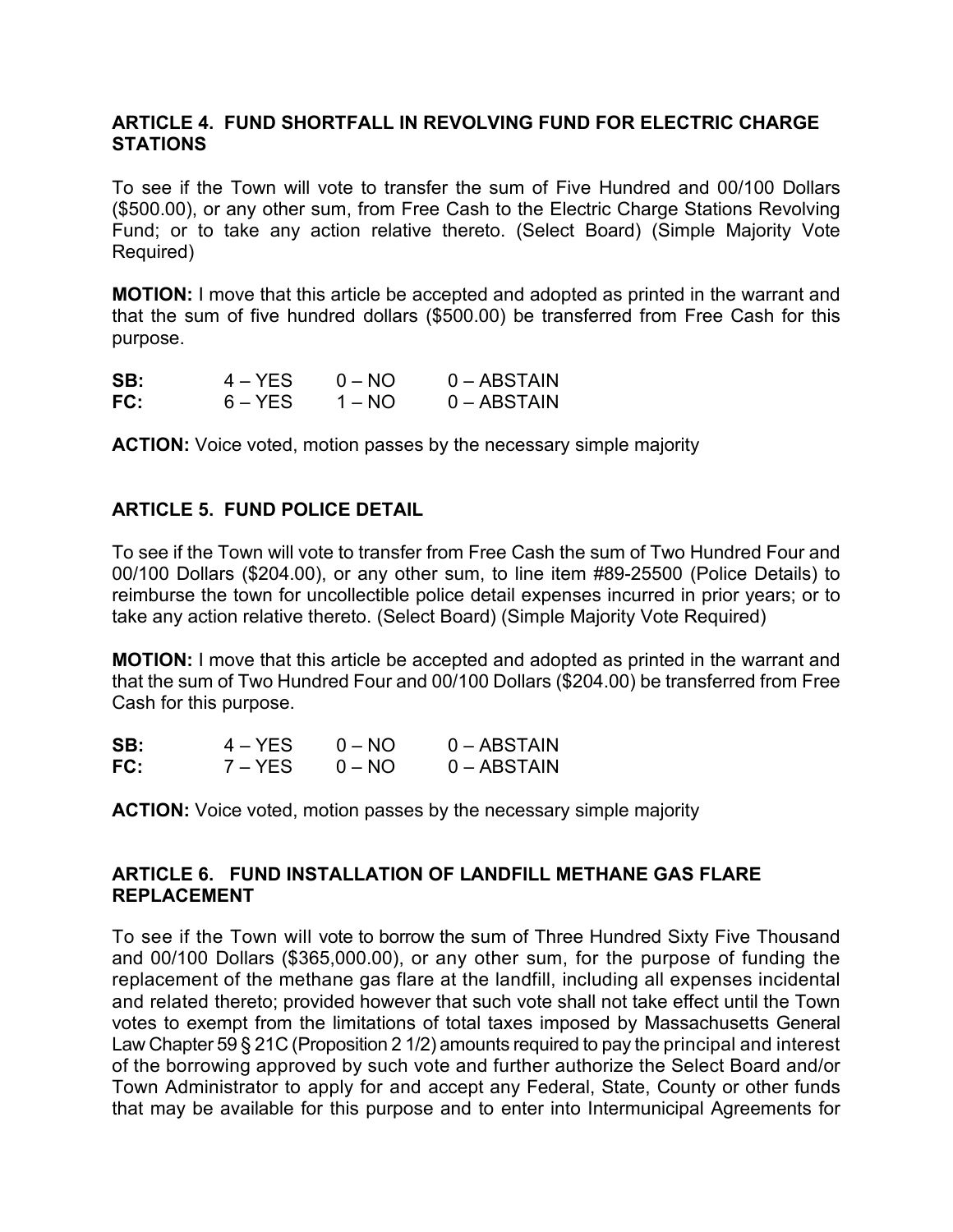## ARTICLE 4. FUND SHORTFALL IN REVOLVING FUND FOR ELECTRIC CHARGE STATIONS

To see if the Town will vote to transfer the sum of Five Hundred and 00/100 Dollars ($500.00), or any other sum, from Free Cash to the Electric Charge Stations Revolving Fund; or to take any action relative thereto. (Select Board) (Simple Majority Vote Required)

**MOTION:** I move that this article be accepted and adopted as printed in the warrant and that the sum of five hundred dollars ($500.00) be transferred from Free Cash for this purpose.

| | | | |
|---|---|---|---|
| **SB:** | 4 – YES | 0 – NO | 0 – ABSTAIN |
| **FC:** | 6 – YES | 1 – NO | 0 – ABSTAIN |

**ACTION:** Voice voted, motion passes by the necessary simple majority

## ARTICLE 5. FUND POLICE DETAIL

To see if the Town will vote to transfer from Free Cash the sum of Two Hundred Four and 00/100 Dollars ($204.00), or any other sum, to line item #89-25500 (Police Details) to reimburse the town for uncollectible police detail expenses incurred in prior years; or to take any action relative thereto. (Select Board) (Simple Majority Vote Required)

**MOTION:** I move that this article be accepted and adopted as printed in the warrant and that the sum of Two Hundred Four and 00/100 Dollars ($204.00) be transferred from Free Cash for this purpose.

| | | | |
|---|---|---|---|
| **SB:** | 4 – YES | 0 – NO | 0 – ABSTAIN |
| **FC:** | 7 – YES | 0 – NO | 0 – ABSTAIN |

**ACTION:** Voice voted, motion passes by the necessary simple majority

## ARTICLE 6. FUND INSTALLATION OF LANDFILL METHANE GAS FLARE REPLACEMENT

To see if the Town will vote to borrow the sum of Three Hundred Sixty Five Thousand and 00/100 Dollars ($365,000.00), or any other sum, for the purpose of funding the replacement of the methane gas flare at the landfill, including all expenses incidental and related thereto; provided however that such vote shall not take effect until the Town votes to exempt from the limitations of total taxes imposed by Massachusetts General Law Chapter 59 § 21C (Proposition 2 1/2) amounts required to pay the principal and interest of the borrowing approved by such vote and further authorize the Select Board and/or Town Administrator to apply for and accept any Federal, State, County or other funds that may be available for this purpose and to enter into Intermunicipal Agreements for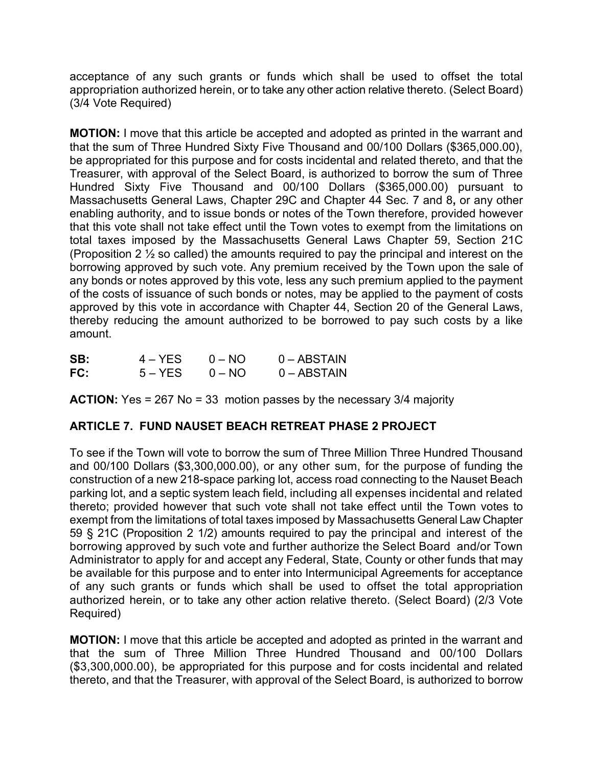acceptance of any such grants or funds which shall be used to offset the total appropriation authorized herein, or to take any other action relative thereto. (Select Board) (3/4 Vote Required)

**MOTION:** I move that this article be accepted and adopted as printed in the warrant and that the sum of Three Hundred Sixty Five Thousand and 00/100 Dollars ($365,000.00), be appropriated for this purpose and for costs incidental and related thereto, and that the Treasurer, with approval of the Select Board, is authorized to borrow the sum of Three Hundred Sixty Five Thousand and 00/100 Dollars ($365,000.00) pursuant to Massachusetts General Laws, Chapter 29C and Chapter 44 Sec. 7 and 8**,** or any other enabling authority, and to issue bonds or notes of the Town therefore, provided however that this vote shall not take effect until the Town votes to exempt from the limitations on total taxes imposed by the Massachusetts General Laws Chapter 59, Section 21C (Proposition 2 ½ so called) the amounts required to pay the principal and interest on the borrowing approved by such vote. Any premium received by the Town upon the sale of any bonds or notes approved by this vote, less any such premium applied to the payment of the costs of issuance of such bonds or notes, may be applied to the payment of costs approved by this vote in accordance with Chapter 44, Section 20 of the General Laws, thereby reducing the amount authorized to be borrowed to pay such costs by a like amount.

| | | | |
|---|---|---|---|
| **SB:** | 4 – YES | 0 – NO | 0 – ABSTAIN |
| **FC:** | 5 – YES | 0 – NO | 0 – ABSTAIN |

**ACTION:** Yes = 267 No = 33 motion passes by the necessary 3/4 majority

## ARTICLE 7. FUND NAUSET BEACH RETREAT PHASE 2 PROJECT

To see if the Town will vote to borrow the sum of Three Million Three Hundred Thousand and 00/100 Dollars ($3,300,000.00), or any other sum, for the purpose of funding the construction of a new 218-space parking lot, access road connecting to the Nauset Beach parking lot, and a septic system leach field, including all expenses incidental and related thereto; provided however that such vote shall not take effect until the Town votes to exempt from the limitations of total taxes imposed by Massachusetts General Law Chapter 59 § 21C (Proposition 2 1/2) amounts required to pay the principal and interest of the borrowing approved by such vote and further authorize the Select Board and/or Town Administrator to apply for and accept any Federal, State, County or other funds that may be available for this purpose and to enter into Intermunicipal Agreements for acceptance of any such grants or funds which shall be used to offset the total appropriation authorized herein, or to take any other action relative thereto. (Select Board) (2/3 Vote Required)

**MOTION:** I move that this article be accepted and adopted as printed in the warrant and that the sum of Three Million Three Hundred Thousand and 00/100 Dollars ($3,300,000.00), be appropriated for this purpose and for costs incidental and related thereto, and that the Treasurer, with approval of the Select Board, is authorized to borrow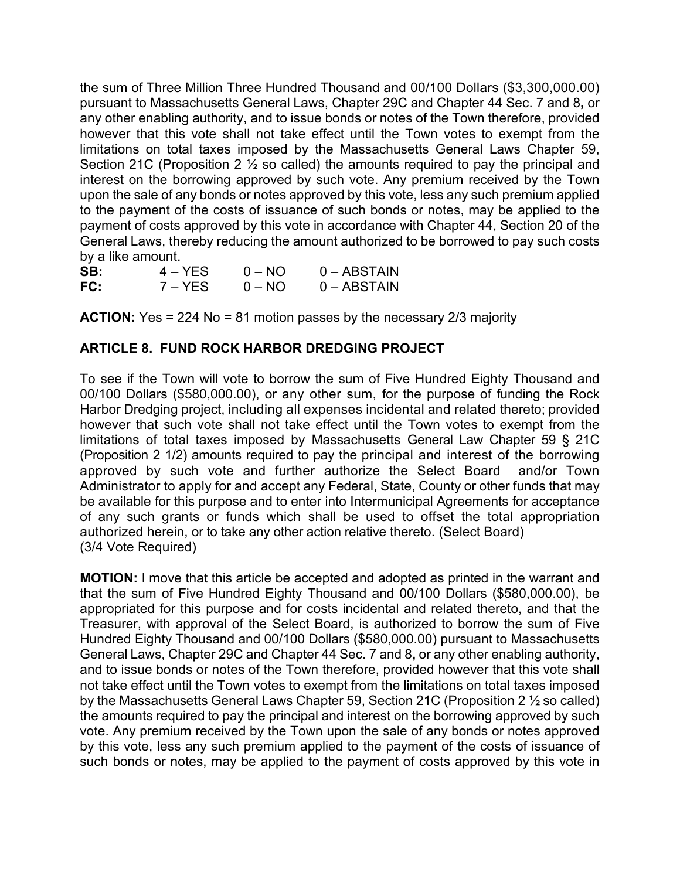the sum of Three Million Three Hundred Thousand and 00/100 Dollars ($3,300,000.00) pursuant to Massachusetts General Laws, Chapter 29C and Chapter 44 Sec. 7 and 8**,** or any other enabling authority, and to issue bonds or notes of the Town therefore, provided however that this vote shall not take effect until the Town votes to exempt from the limitations on total taxes imposed by the Massachusetts General Laws Chapter 59, Section 21C (Proposition 2 ½ so called) the amounts required to pay the principal and interest on the borrowing approved by such vote. Any premium received by the Town upon the sale of any bonds or notes approved by this vote, less any such premium applied to the payment of the costs of issuance of such bonds or notes, may be applied to the payment of costs approved by this vote in accordance with Chapter 44, Section 20 of the General Laws, thereby reducing the amount authorized to be borrowed to pay such costs by a like amount.

| | | | |
|---|---|---|---|
| **SB:** | 4 – YES | 0 – NO | 0 – ABSTAIN |
| **FC:** | 7 – YES | 0 – NO | 0 – ABSTAIN |

**ACTION:** Yes = 224 No = 81 motion passes by the necessary 2/3 majority

## ARTICLE 8. FUND ROCK HARBOR DREDGING PROJECT

To see if the Town will vote to borrow the sum of Five Hundred Eighty Thousand and 00/100 Dollars ($580,000.00), or any other sum, for the purpose of funding the Rock Harbor Dredging project, including all expenses incidental and related thereto; provided however that such vote shall not take effect until the Town votes to exempt from the limitations of total taxes imposed by Massachusetts General Law Chapter 59 § 21C (Proposition 2 1/2) amounts required to pay the principal and interest of the borrowing approved by such vote and further authorize the Select Board and/or Town Administrator to apply for and accept any Federal, State, County or other funds that may be available for this purpose and to enter into Intermunicipal Agreements for acceptance of any such grants or funds which shall be used to offset the total appropriation authorized herein, or to take any other action relative thereto. (Select Board) (3/4 Vote Required)

**MOTION:** I move that this article be accepted and adopted as printed in the warrant and that the sum of Five Hundred Eighty Thousand and 00/100 Dollars ($580,000.00), be appropriated for this purpose and for costs incidental and related thereto, and that the Treasurer, with approval of the Select Board, is authorized to borrow the sum of Five Hundred Eighty Thousand and 00/100 Dollars ($580,000.00) pursuant to Massachusetts General Laws, Chapter 29C and Chapter 44 Sec. 7 and 8**,** or any other enabling authority, and to issue bonds or notes of the Town therefore, provided however that this vote shall not take effect until the Town votes to exempt from the limitations on total taxes imposed by the Massachusetts General Laws Chapter 59, Section 21C (Proposition 2 ½ so called) the amounts required to pay the principal and interest on the borrowing approved by such vote. Any premium received by the Town upon the sale of any bonds or notes approved by this vote, less any such premium applied to the payment of the costs of issuance of such bonds or notes, may be applied to the payment of costs approved by this vote in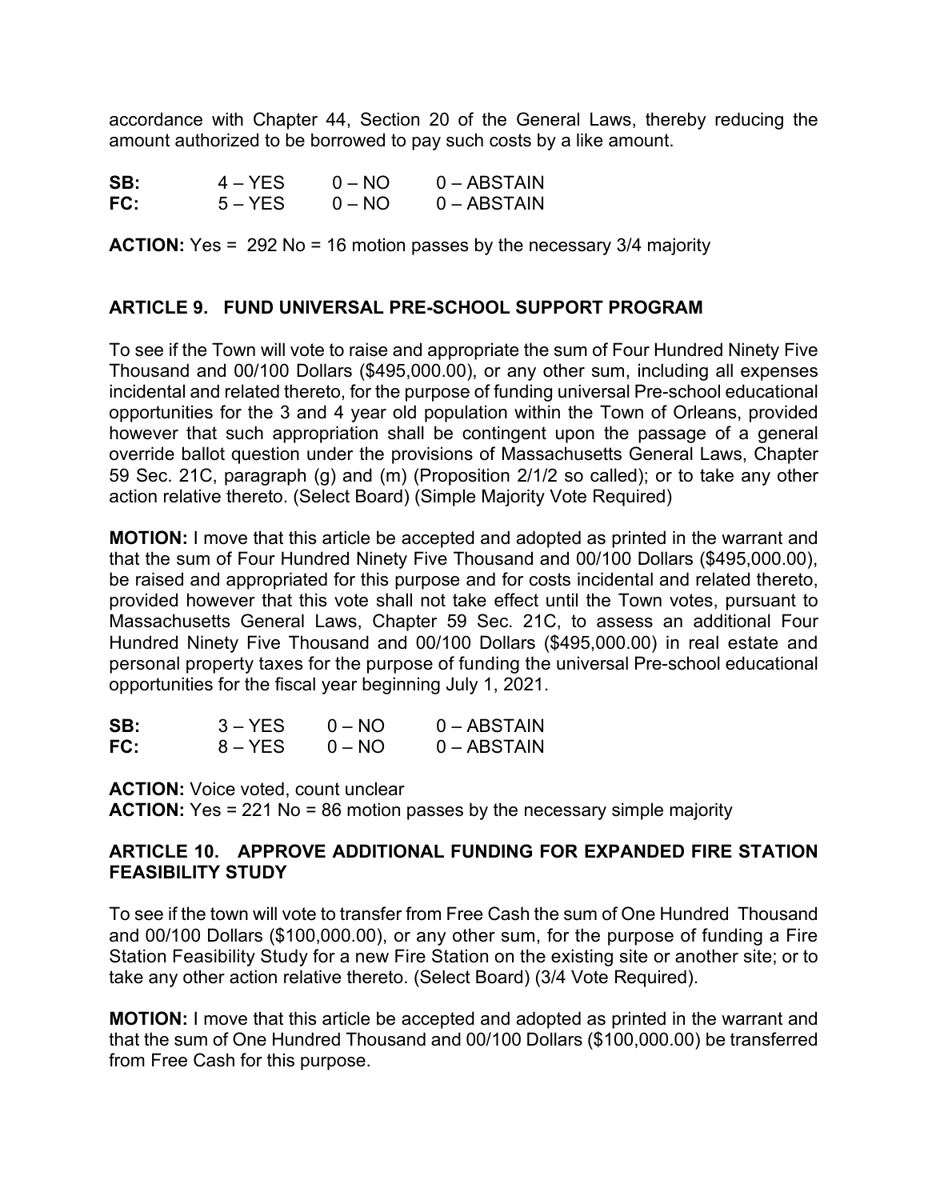accordance with Chapter 44, Section 20 of the General Laws, thereby reducing the amount authorized to be borrowed to pay such costs by a like amount.

| | | | |
|---|---|---|---|
| **SB:** | 4 – YES | 0 – NO | 0 – ABSTAIN |
| **FC:** | 5 – YES | 0 – NO | 0 – ABSTAIN |

**ACTION:** Yes = 292 No = 16 motion passes by the necessary 3/4 majority

## ARTICLE 9. FUND UNIVERSAL PRE-SCHOOL SUPPORT PROGRAM

To see if the Town will vote to raise and appropriate the sum of Four Hundred Ninety Five Thousand and 00/100 Dollars ($495,000.00), or any other sum, including all expenses incidental and related thereto, for the purpose of funding universal Pre-school educational opportunities for the 3 and 4 year old population within the Town of Orleans, provided however that such appropriation shall be contingent upon the passage of a general override ballot question under the provisions of Massachusetts General Laws, Chapter 59 Sec. 21C, paragraph (g) and (m) (Proposition 2/1/2 so called); or to take any other action relative thereto. (Select Board) (Simple Majority Vote Required)

**MOTION:** I move that this article be accepted and adopted as printed in the warrant and that the sum of Four Hundred Ninety Five Thousand and 00/100 Dollars ($495,000.00), be raised and appropriated for this purpose and for costs incidental and related thereto, provided however that this vote shall not take effect until the Town votes, pursuant to Massachusetts General Laws, Chapter 59 Sec. 21C, to assess an additional Four Hundred Ninety Five Thousand and 00/100 Dollars ($495,000.00) in real estate and personal property taxes for the purpose of funding the universal Pre-school educational opportunities for the fiscal year beginning July 1, 2021.

| | | | |
|---|---|---|---|
| **SB:** | 3 – YES | 0 – NO | 0 – ABSTAIN |
| **FC:** | 8 – YES | 0 – NO | 0 – ABSTAIN |

**ACTION:** Voice voted, count unclear
**ACTION:** Yes = 221 No = 86 motion passes by the necessary simple majority

## ARTICLE 10. APPROVE ADDITIONAL FUNDING FOR EXPANDED FIRE STATION FEASIBILITY STUDY

To see if the town will vote to transfer from Free Cash the sum of One Hundred Thousand and 00/100 Dollars ($100,000.00), or any other sum, for the purpose of funding a Fire Station Feasibility Study for a new Fire Station on the existing site or another site; or to take any other action relative thereto. (Select Board) (3/4 Vote Required).

**MOTION:** I move that this article be accepted and adopted as printed in the warrant and that the sum of One Hundred Thousand and 00/100 Dollars ($100,000.00) be transferred from Free Cash for this purpose.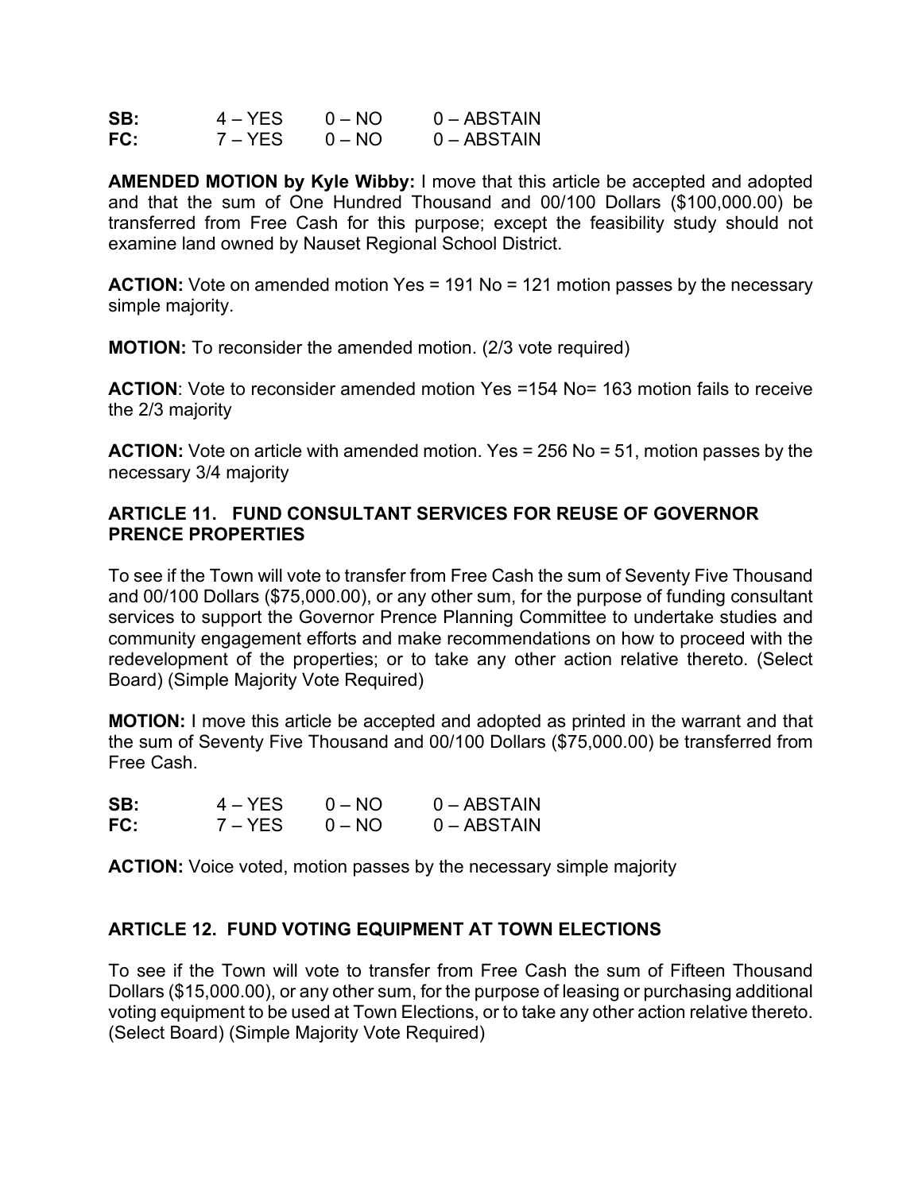| | | | |
|---|---|---|---|
| **SB:** | 4 – YES | 0 – NO | 0 – ABSTAIN |
| **FC:** | 7 – YES | 0 – NO | 0 – ABSTAIN |

**AMENDED MOTION by Kyle Wibby:** I move that this article be accepted and adopted and that the sum of One Hundred Thousand and 00/100 Dollars ($100,000.00) be transferred from Free Cash for this purpose; except the feasibility study should not examine land owned by Nauset Regional School District.

**ACTION:** Vote on amended motion Yes = 191 No = 121 motion passes by the necessary simple majority.

**MOTION:** To reconsider the amended motion. (2/3 vote required)

**ACTION**: Vote to reconsider amended motion Yes =154 No= 163 motion fails to receive the 2/3 majority

**ACTION:** Vote on article with amended motion. Yes = 256 No = 51, motion passes by the necessary 3/4 majority

### ARTICLE 11. FUND CONSULTANT SERVICES FOR REUSE OF GOVERNOR PRENCE PROPERTIES

To see if the Town will vote to transfer from Free Cash the sum of Seventy Five Thousand and 00/100 Dollars ($75,000.00), or any other sum, for the purpose of funding consultant services to support the Governor Prence Planning Committee to undertake studies and community engagement efforts and make recommendations on how to proceed with the redevelopment of the properties; or to take any other action relative thereto. (Select Board) (Simple Majority Vote Required)

**MOTION:** I move this article be accepted and adopted as printed in the warrant and that the sum of Seventy Five Thousand and 00/100 Dollars ($75,000.00) be transferred from Free Cash.

| | | | |
|---|---|---|---|
| **SB:** | 4 – YES | 0 – NO | 0 – ABSTAIN |
| **FC:** | 7 – YES | 0 – NO | 0 – ABSTAIN |

**ACTION:** Voice voted, motion passes by the necessary simple majority

### ARTICLE 12. FUND VOTING EQUIPMENT AT TOWN ELECTIONS

To see if the Town will vote to transfer from Free Cash the sum of Fifteen Thousand Dollars ($15,000.00), or any other sum, for the purpose of leasing or purchasing additional voting equipment to be used at Town Elections, or to take any other action relative thereto. (Select Board) (Simple Majority Vote Required)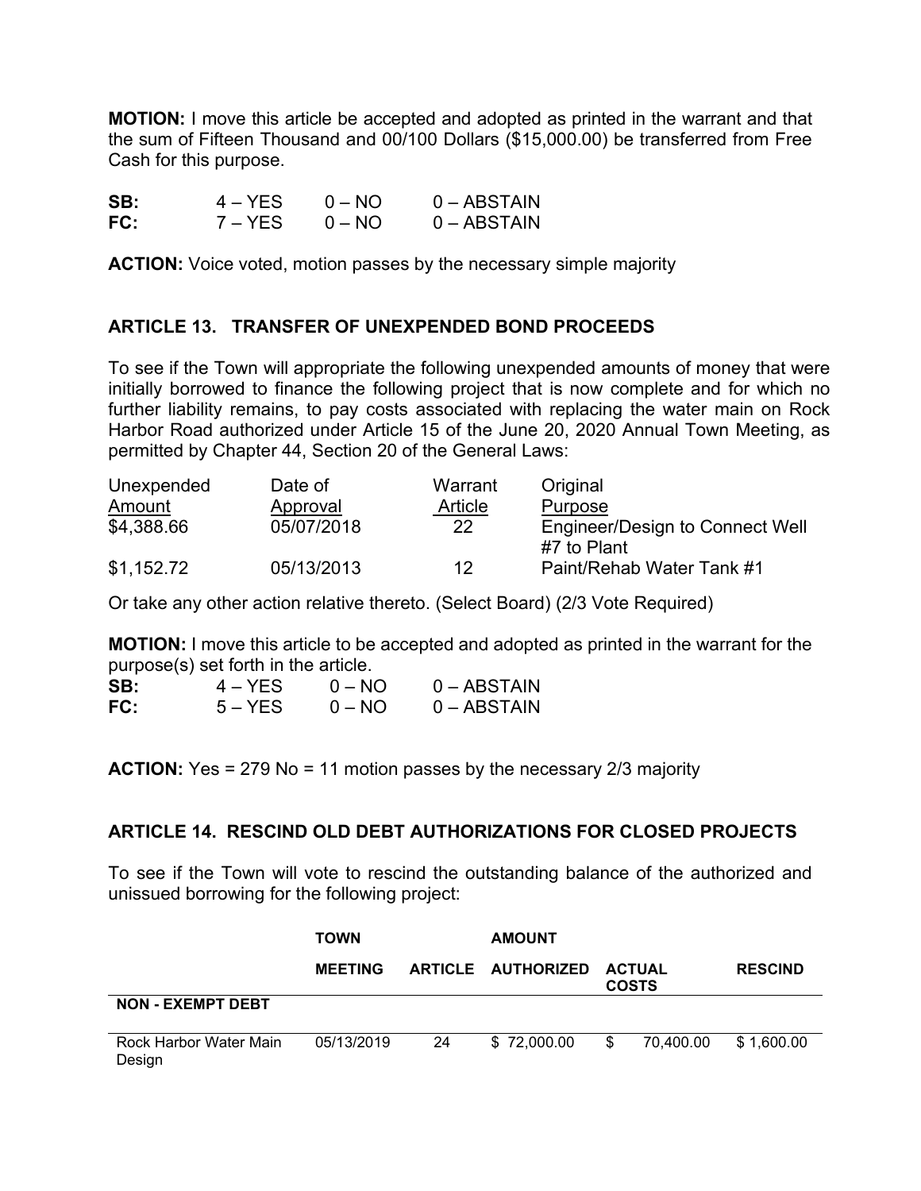**MOTION:** I move this article be accepted and adopted as printed in the warrant and that the sum of Fifteen Thousand and 00/100 Dollars ($15,000.00) be transferred from Free Cash for this purpose.

| | | | |
|---|---|---|---|
| **SB:** | 4 – YES | 0 – NO | 0 – ABSTAIN |
| **FC:** | 7 – YES | 0 – NO | 0 – ABSTAIN |

**ACTION:** Voice voted, motion passes by the necessary simple majority

## ARTICLE 13. TRANSFER OF UNEXPENDED BOND PROCEEDS

To see if the Town will appropriate the following unexpended amounts of money that were initially borrowed to finance the following project that is now complete and for which no further liability remains, to pay costs associated with replacing the water main on Rock Harbor Road authorized under Article 15 of the June 20, 2020 Annual Town Meeting, as permitted by Chapter 44, Section 20 of the General Laws:

| Unexpended Amount | Date of Approval | Warrant Article | Original Purpose |
|---|---|---|---|
| $4,388.66 | 05/07/2018 | 22 | Engineer/Design to Connect Well #7 to Plant |
| $1,152.72 | 05/13/2013 | 12 | Paint/Rehab Water Tank #1 |

Or take any other action relative thereto. (Select Board) (2/3 Vote Required)

**MOTION:** I move this article to be accepted and adopted as printed in the warrant for the purpose(s) set forth in the article.

| | | | |
|---|---|---|---|
| **SB:** | 4 – YES | 0 – NO | 0 – ABSTAIN |
| **FC:** | 5 – YES | 0 – NO | 0 – ABSTAIN |

**ACTION:** Yes = 279 No = 11 motion passes by the necessary 2/3 majority

## ARTICLE 14. RESCIND OLD DEBT AUTHORIZATIONS FOR CLOSED PROJECTS

To see if the Town will vote to rescind the outstanding balance of the authorized and unissued borrowing for the following project:

| | **TOWN MEETING** | **ARTICLE** | **AMOUNT AUTHORIZED** | **ACTUAL COSTS** | **RESCIND** |
|---|---|---|---|---|---|
| **NON - EXEMPT DEBT** | | | | | |
| Rock Harbor Water Main Design | 05/13/2019 | 24 | $ 72,000.00 | $ 70,400.00 | $ 1,600.00 |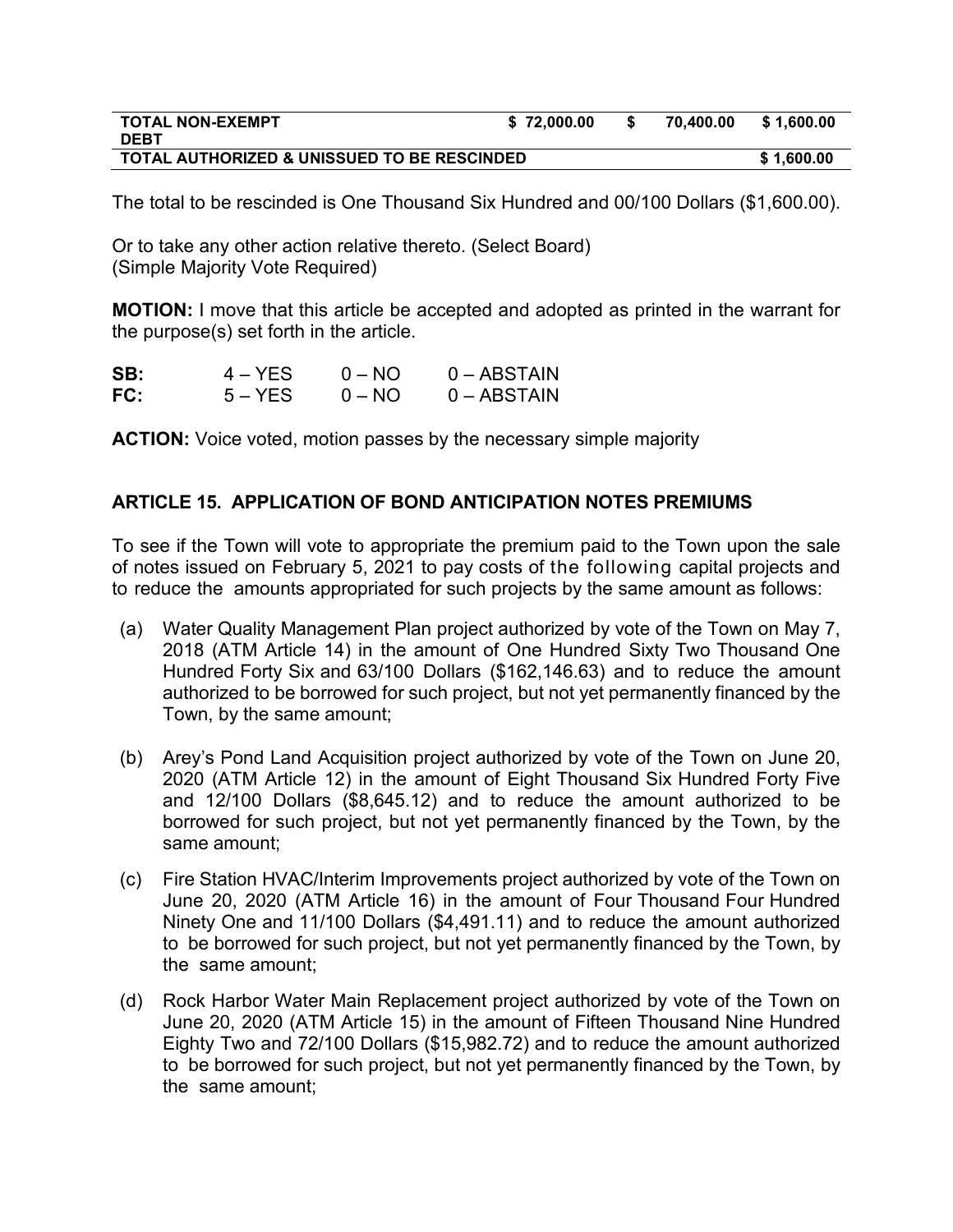| TOTAL NON-EXEMPT DEBT | $ 72,000.00 | $ 70,400.00 | $ 1,600.00 |
|---|---|---|---|
| TOTAL AUTHORIZED & UNISSUED TO BE RESCINDED | | | $ 1,600.00 |

The total to be rescinded is One Thousand Six Hundred and 00/100 Dollars ($1,600.00).

Or to take any other action relative thereto. (Select Board)
(Simple Majority Vote Required)

**MOTION:** I move that this article be accepted and adopted as printed in the warrant for the purpose(s) set forth in the article.

| | | | |
|---|---|---|---|
| **SB:** | 4 – YES | 0 – NO | 0 – ABSTAIN |
| **FC:** | 5 – YES | 0 – NO | 0 – ABSTAIN |

**ACTION:** Voice voted, motion passes by the necessary simple majority

## ARTICLE 15. APPLICATION OF BOND ANTICIPATION NOTES PREMIUMS

To see if the Town will vote to appropriate the premium paid to the Town upon the sale of notes issued on February 5, 2021 to pay costs of the following capital projects and to reduce the amounts appropriated for such projects by the same amount as follows:

(a) Water Quality Management Plan project authorized by vote of the Town on May 7, 2018 (ATM Article 14) in the amount of One Hundred Sixty Two Thousand One Hundred Forty Six and 63/100 Dollars ($162,146.63) and to reduce the amount authorized to be borrowed for such project, but not yet permanently financed by the Town, by the same amount;

(b) Arey's Pond Land Acquisition project authorized by vote of the Town on June 20, 2020 (ATM Article 12) in the amount of Eight Thousand Six Hundred Forty Five and 12/100 Dollars ($8,645.12) and to reduce the amount authorized to be borrowed for such project, but not yet permanently financed by the Town, by the same amount;

(c) Fire Station HVAC/Interim Improvements project authorized by vote of the Town on June 20, 2020 (ATM Article 16) in the amount of Four Thousand Four Hundred Ninety One and 11/100 Dollars ($4,491.11) and to reduce the amount authorized to be borrowed for such project, but not yet permanently financed by the Town, by the same amount;

(d) Rock Harbor Water Main Replacement project authorized by vote of the Town on June 20, 2020 (ATM Article 15) in the amount of Fifteen Thousand Nine Hundred Eighty Two and 72/100 Dollars ($15,982.72) and to reduce the amount authorized to be borrowed for such project, but not yet permanently financed by the Town, by the same amount;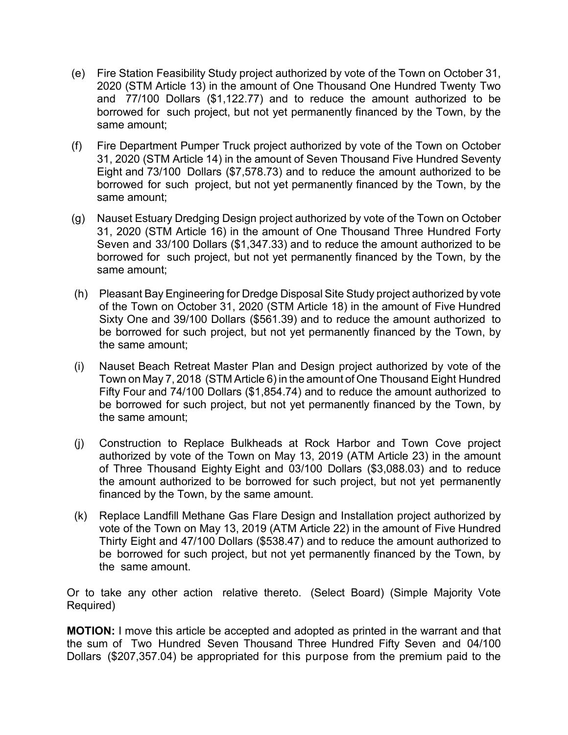(e) Fire Station Feasibility Study project authorized by vote of the Town on October 31, 2020 (STM Article 13) in the amount of One Thousand One Hundred Twenty Two and 77/100 Dollars ($1,122.77) and to reduce the amount authorized to be borrowed for such project, but not yet permanently financed by the Town, by the same amount;

(f) Fire Department Pumper Truck project authorized by vote of the Town on October 31, 2020 (STM Article 14) in the amount of Seven Thousand Five Hundred Seventy Eight and 73/100 Dollars ($7,578.73) and to reduce the amount authorized to be borrowed for such project, but not yet permanently financed by the Town, by the same amount;

(g) Nauset Estuary Dredging Design project authorized by vote of the Town on October 31, 2020 (STM Article 16) in the amount of One Thousand Three Hundred Forty Seven and 33/100 Dollars ($1,347.33) and to reduce the amount authorized to be borrowed for such project, but not yet permanently financed by the Town, by the same amount;

(h) Pleasant Bay Engineering for Dredge Disposal Site Study project authorized by vote of the Town on October 31, 2020 (STM Article 18) in the amount of Five Hundred Sixty One and 39/100 Dollars ($561.39) and to reduce the amount authorized to be borrowed for such project, but not yet permanently financed by the Town, by the same amount;

(i) Nauset Beach Retreat Master Plan and Design project authorized by vote of the Town on May 7, 2018 (STM Article 6) in the amount of One Thousand Eight Hundred Fifty Four and 74/100 Dollars ($1,854.74) and to reduce the amount authorized to be borrowed for such project, but not yet permanently financed by the Town, by the same amount;

(j) Construction to Replace Bulkheads at Rock Harbor and Town Cove project authorized by vote of the Town on May 13, 2019 (ATM Article 23) in the amount of Three Thousand Eighty Eight and 03/100 Dollars ($3,088.03) and to reduce the amount authorized to be borrowed for such project, but not yet permanently financed by the Town, by the same amount.

(k) Replace Landfill Methane Gas Flare Design and Installation project authorized by vote of the Town on May 13, 2019 (ATM Article 22) in the amount of Five Hundred Thirty Eight and 47/100 Dollars ($538.47) and to reduce the amount authorized to be borrowed for such project, but not yet permanently financed by the Town, by the same amount.

Or to take any other action relative thereto. (Select Board) (Simple Majority Vote Required)

**MOTION:** I move this article be accepted and adopted as printed in the warrant and that the sum of Two Hundred Seven Thousand Three Hundred Fifty Seven and 04/100 Dollars ($207,357.04) be appropriated for this purpose from the premium paid to the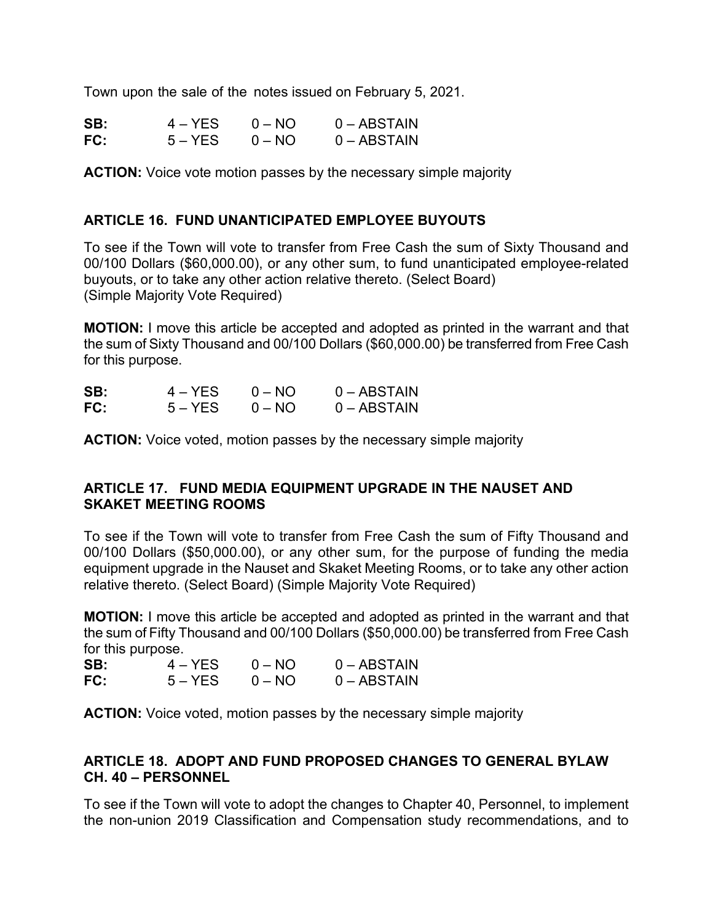Town upon the sale of the notes issued on February 5, 2021.

| | | | |
|---|---|---|---|
| **SB:** | 4 – YES | 0 – NO | 0 – ABSTAIN |
| **FC:** | 5 – YES | 0 – NO | 0 – ABSTAIN |

**ACTION:** Voice vote motion passes by the necessary simple majority

### ARTICLE 16. FUND UNANTICIPATED EMPLOYEE BUYOUTS

To see if the Town will vote to transfer from Free Cash the sum of Sixty Thousand and 00/100 Dollars ($60,000.00), or any other sum, to fund unanticipated employee-related buyouts, or to take any other action relative thereto. (Select Board) (Simple Majority Vote Required)

**MOTION:** I move this article be accepted and adopted as printed in the warrant and that the sum of Sixty Thousand and 00/100 Dollars ($60,000.00) be transferred from Free Cash for this purpose.

| | | | |
|---|---|---|---|
| **SB:** | 4 – YES | 0 – NO | 0 – ABSTAIN |
| **FC:** | 5 – YES | 0 – NO | 0 – ABSTAIN |

**ACTION:** Voice voted, motion passes by the necessary simple majority

### ARTICLE 17. FUND MEDIA EQUIPMENT UPGRADE IN THE NAUSET AND SKAKET MEETING ROOMS

To see if the Town will vote to transfer from Free Cash the sum of Fifty Thousand and 00/100 Dollars ($50,000.00), or any other sum, for the purpose of funding the media equipment upgrade in the Nauset and Skaket Meeting Rooms, or to take any other action relative thereto. (Select Board) (Simple Majority Vote Required)

**MOTION:** I move this article be accepted and adopted as printed in the warrant and that the sum of Fifty Thousand and 00/100 Dollars ($50,000.00) be transferred from Free Cash for this purpose.

| | | | |
|---|---|---|---|
| **SB:** | 4 – YES | 0 – NO | 0 – ABSTAIN |
| **FC:** | 5 – YES | 0 – NO | 0 – ABSTAIN |

**ACTION:** Voice voted, motion passes by the necessary simple majority

### ARTICLE 18. ADOPT AND FUND PROPOSED CHANGES TO GENERAL BYLAW CH. 40 – PERSONNEL

To see if the Town will vote to adopt the changes to Chapter 40, Personnel, to implement the non-union 2019 Classification and Compensation study recommendations, and to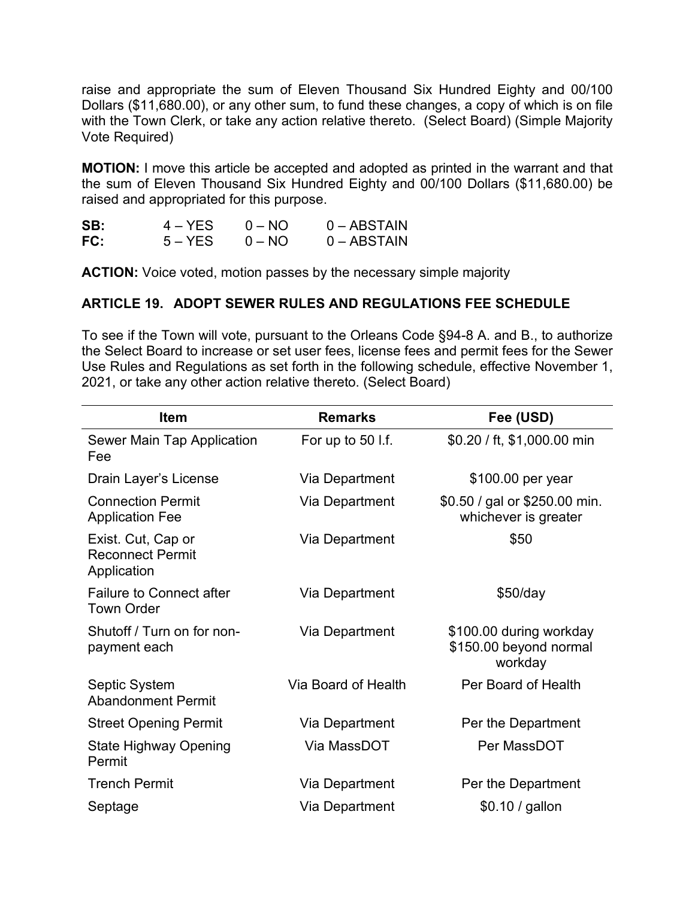raise and appropriate the sum of Eleven Thousand Six Hundred Eighty and 00/100 Dollars ($11,680.00), or any other sum, to fund these changes, a copy of which is on file with the Town Clerk, or take any action relative thereto. (Select Board) (Simple Majority Vote Required)

**MOTION:** I move this article be accepted and adopted as printed in the warrant and that the sum of Eleven Thousand Six Hundred Eighty and 00/100 Dollars ($11,680.00) be raised and appropriated for this purpose.

| | | | |
|---|---|---|---|
| **SB:** | 4 – YES | 0 – NO | 0 – ABSTAIN |
| **FC:** | 5 – YES | 0 – NO | 0 – ABSTAIN |

**ACTION:** Voice voted, motion passes by the necessary simple majority

### ARTICLE 19. ADOPT SEWER RULES AND REGULATIONS FEE SCHEDULE

To see if the Town will vote, pursuant to the Orleans Code §94-8 A. and B., to authorize the Select Board to increase or set user fees, license fees and permit fees for the Sewer Use Rules and Regulations as set forth in the following schedule, effective November 1, 2021, or take any other action relative thereto. (Select Board)

| Item | Remarks | Fee (USD) |
|---|---|---|
| Sewer Main Tap Application Fee | For up to 50 l.f. | $0.20 / ft, $1,000.00 min |
| Drain Layer's License | Via Department | $100.00 per year |
| Connection Permit Application Fee | Via Department | $0.50 / gal or $250.00 min. whichever is greater |
| Exist. Cut, Cap or Reconnect Permit Application | Via Department | $50 |
| Failure to Connect after Town Order | Via Department | $50/day |
| Shutoff / Turn on for non-payment each | Via Department | $100.00 during workday $150.00 beyond normal workday |
| Septic System Abandonment Permit | Via Board of Health | Per Board of Health |
| Street Opening Permit | Via Department | Per the Department |
| State Highway Opening Permit | Via MassDOT | Per MassDOT |
| Trench Permit | Via Department | Per the Department |
| Septage | Via Department | $0.10 / gallon |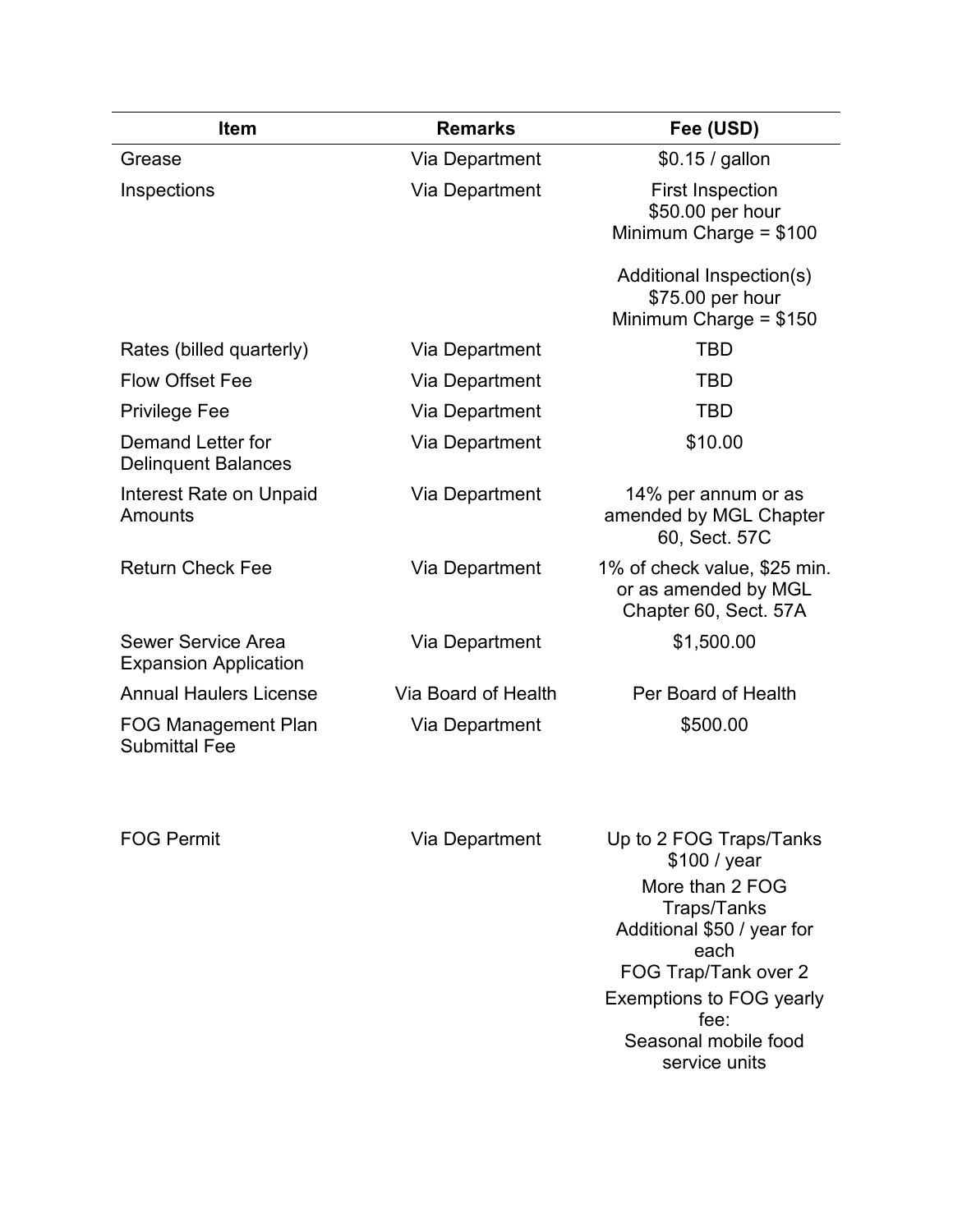| Item | Remarks | Fee (USD) |
|---|---|---|
| Grease | Via Department | $0.15 / gallon |
| Inspections | Via Department | First Inspection<br>$50.00 per hour<br>Minimum Charge = $100<br><br>Additional Inspection(s)<br>$75.00 per hour<br>Minimum Charge = $150 |
| Rates (billed quarterly) | Via Department | TBD |
| Flow Offset Fee | Via Department | TBD |
| Privilege Fee | Via Department | TBD |
| Demand Letter for Delinquent Balances | Via Department | $10.00 |
| Interest Rate on Unpaid Amounts | Via Department | 14% per annum or as amended by MGL Chapter 60, Sect. 57C |
| Return Check Fee | Via Department | 1% of check value, $25 min. or as amended by MGL Chapter 60, Sect. 57A |
| Sewer Service Area Expansion Application | Via Department | $1,500.00 |
| Annual Haulers License | Via Board of Health | Per Board of Health |
| FOG Management Plan Submittal Fee | Via Department | $500.00 |
| FOG Permit | Via Department | Up to 2 FOG Traps/Tanks<br>$100 / year<br>More than 2 FOG Traps/Tanks<br>Additional $50 / year for each<br>FOG Trap/Tank over 2<br>Exemptions to FOG yearly fee:<br>Seasonal mobile food service units |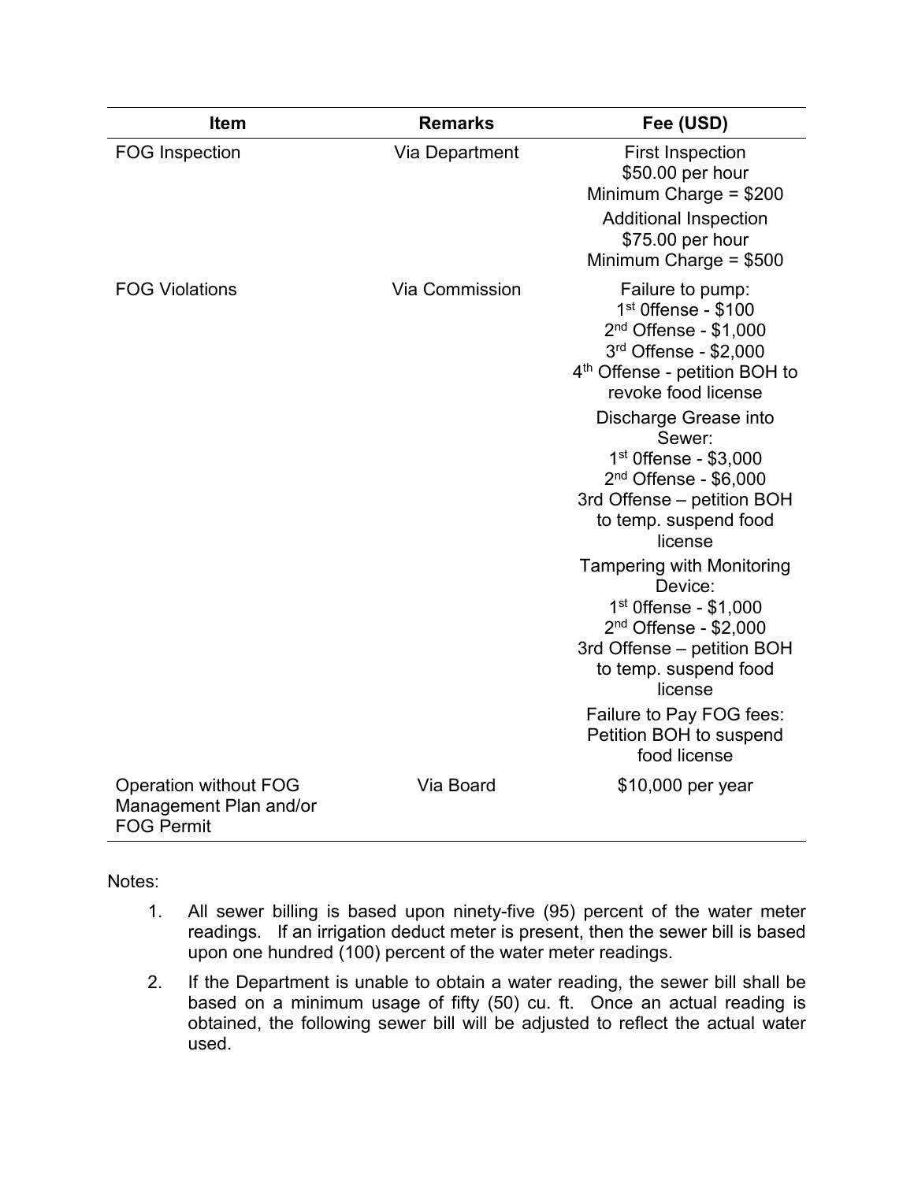| Item | Remarks | Fee (USD) |
|---|---|---|
| FOG Inspection | Via Department | First Inspection<br>$50.00 per hour<br>Minimum Charge = $200<br>Additional Inspection<br>$75.00 per hour<br>Minimum Charge = $500 |
| FOG Violations | Via Commission | Failure to pump:<br>1st 0ffense - $100<br>2nd Offense - $1,000<br>3rd Offense - $2,000<br>4th Offense - petition BOH to revoke food license<br>Discharge Grease into Sewer:<br>1st 0ffense - $3,000<br>2nd Offense - $6,000<br>3rd Offense – petition BOH to temp. suspend food license<br>Tampering with Monitoring Device:<br>1st 0ffense - $1,000<br>2nd Offense - $2,000<br>3rd Offense – petition BOH to temp. suspend food license<br>Failure to Pay FOG fees:<br>Petition BOH to suspend food license |
| Operation without FOG Management Plan and/or FOG Permit | Via Board | $10,000 per year |

Notes:

1. All sewer billing is based upon ninety-five (95) percent of the water meter readings. If an irrigation deduct meter is present, then the sewer bill is based upon one hundred (100) percent of the water meter readings.
2. If the Department is unable to obtain a water reading, the sewer bill shall be based on a minimum usage of fifty (50) cu. ft. Once an actual reading is obtained, the following sewer bill will be adjusted to reflect the actual water used.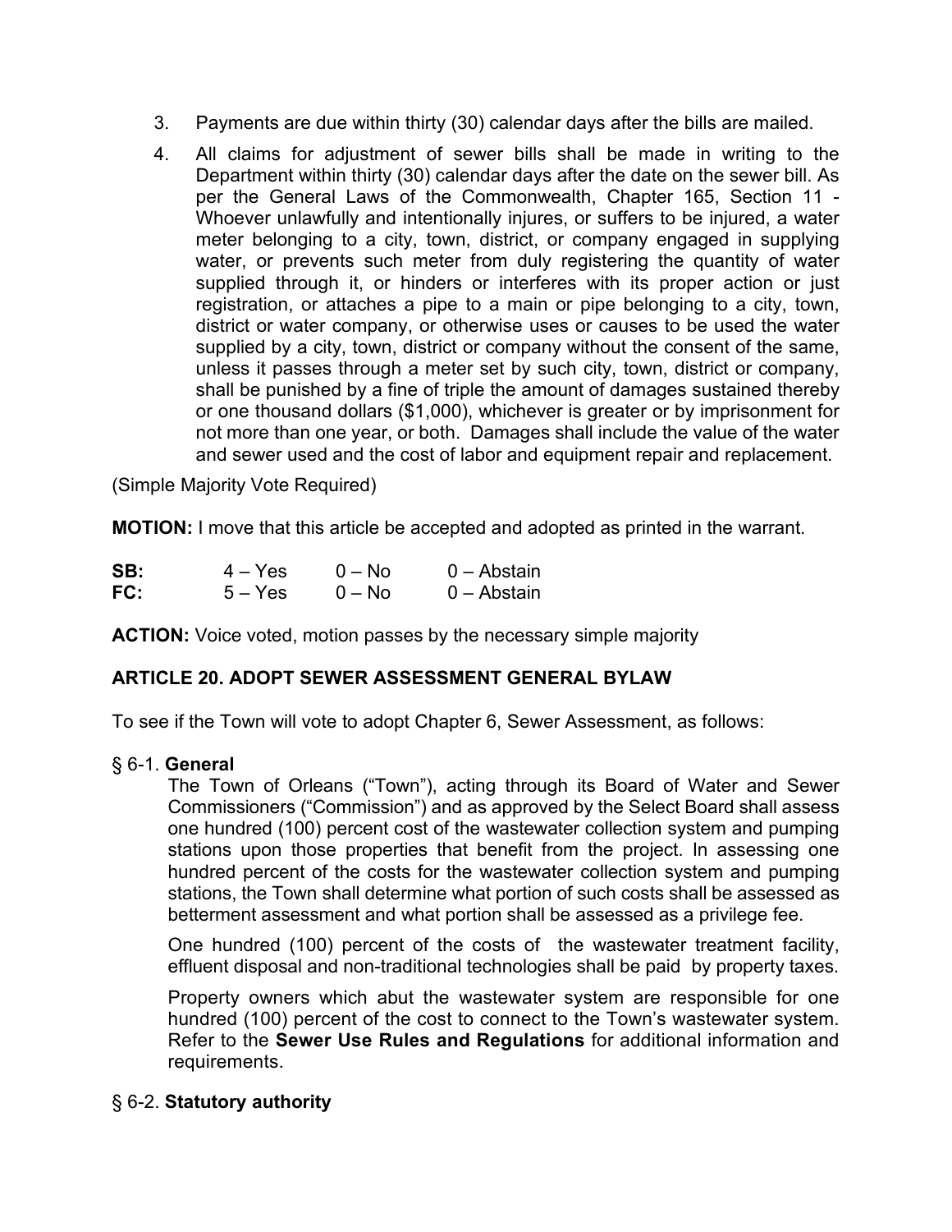3. Payments are due within thirty (30) calendar days after the bills are mailed.

4. All claims for adjustment of sewer bills shall be made in writing to the Department within thirty (30) calendar days after the date on the sewer bill. As per the General Laws of the Commonwealth, Chapter 165, Section 11 - Whoever unlawfully and intentionally injures, or suffers to be injured, a water meter belonging to a city, town, district, or company engaged in supplying water, or prevents such meter from duly registering the quantity of water supplied through it, or hinders or interferes with its proper action or just registration, or attaches a pipe to a main or pipe belonging to a city, town, district or water company, or otherwise uses or causes to be used the water supplied by a city, town, district or company without the consent of the same, unless it passes through a meter set by such city, town, district or company, shall be punished by a fine of triple the amount of damages sustained thereby or one thousand dollars ($1,000), whichever is greater or by imprisonment for not more than one year, or both. Damages shall include the value of the water and sewer used and the cost of labor and equipment repair and replacement.

(Simple Majority Vote Required)

**MOTION:** I move that this article be accepted and adopted as printed in the warrant.

| | | | |
|---|---|---|---|
| **SB:** | 4 – Yes | 0 – No | 0 – Abstain |
| **FC:** | 5 – Yes | 0 – No | 0 – Abstain |

**ACTION:** Voice voted, motion passes by the necessary simple majority

## ARTICLE 20. ADOPT SEWER ASSESSMENT GENERAL BYLAW

To see if the Town will vote to adopt Chapter 6, Sewer Assessment, as follows:

§ 6-1. **General**

The Town of Orleans ("Town"), acting through its Board of Water and Sewer Commissioners ("Commission") and as approved by the Select Board shall assess one hundred (100) percent cost of the wastewater collection system and pumping stations upon those properties that benefit from the project. In assessing one hundred percent of the costs for the wastewater collection system and pumping stations, the Town shall determine what portion of such costs shall be assessed as betterment assessment and what portion shall be assessed as a privilege fee.

One hundred (100) percent of the costs of the wastewater treatment facility, effluent disposal and non-traditional technologies shall be paid by property taxes.

Property owners which abut the wastewater system are responsible for one hundred (100) percent of the cost to connect to the Town's wastewater system. Refer to the **Sewer Use Rules and Regulations** for additional information and requirements.

§ 6-2. **Statutory authority**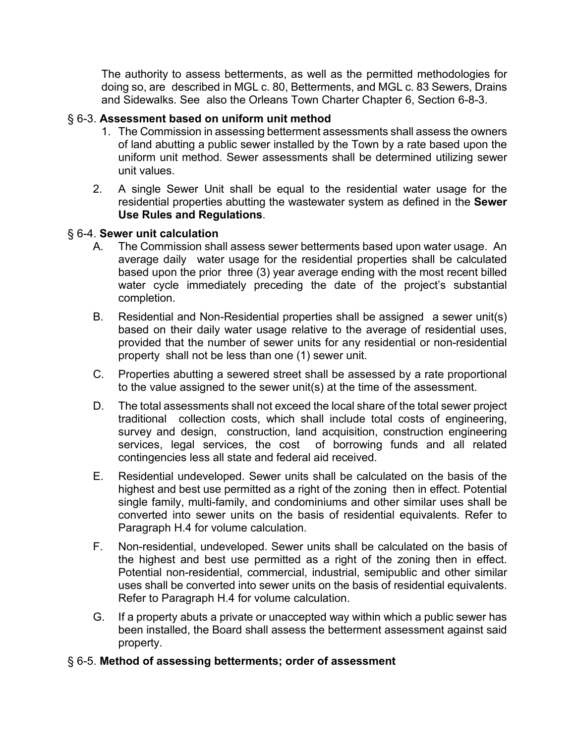The authority to assess betterments, as well as the permitted methodologies for doing so, are described in MGL c. 80, Betterments, and MGL c. 83 Sewers, Drains and Sidewalks. See also the Orleans Town Charter Chapter 6, Section 6-8-3.

§ 6-3. **Assessment based on uniform unit method**

1. The Commission in assessing betterment assessments shall assess the owners of land abutting a public sewer installed by the Town by a rate based upon the uniform unit method. Sewer assessments shall be determined utilizing sewer unit values.
2. A single Sewer Unit shall be equal to the residential water usage for the residential properties abutting the wastewater system as defined in the **Sewer Use Rules and Regulations**.

§ 6-4. **Sewer unit calculation**

A. The Commission shall assess sewer betterments based upon water usage. An average daily water usage for the residential properties shall be calculated based upon the prior three (3) year average ending with the most recent billed water cycle immediately preceding the date of the project's substantial completion.

B. Residential and Non-Residential properties shall be assigned a sewer unit(s) based on their daily water usage relative to the average of residential uses, provided that the number of sewer units for any residential or non-residential property shall not be less than one (1) sewer unit.

C. Properties abutting a sewered street shall be assessed by a rate proportional to the value assigned to the sewer unit(s) at the time of the assessment.

D. The total assessments shall not exceed the local share of the total sewer project traditional collection costs, which shall include total costs of engineering, survey and design, construction, land acquisition, construction engineering services, legal services, the cost of borrowing funds and all related contingencies less all state and federal aid received.

E. Residential undeveloped. Sewer units shall be calculated on the basis of the highest and best use permitted as a right of the zoning then in effect. Potential single family, multi-family, and condominiums and other similar uses shall be converted into sewer units on the basis of residential equivalents. Refer to Paragraph H.4 for volume calculation.

F. Non-residential, undeveloped. Sewer units shall be calculated on the basis of the highest and best use permitted as a right of the zoning then in effect. Potential non-residential, commercial, industrial, semipublic and other similar uses shall be converted into sewer units on the basis of residential equivalents. Refer to Paragraph H.4 for volume calculation.

G. If a property abuts a private or unaccepted way within which a public sewer has been installed, the Board shall assess the betterment assessment against said property.

§ 6-5. **Method of assessing betterments; order of assessment**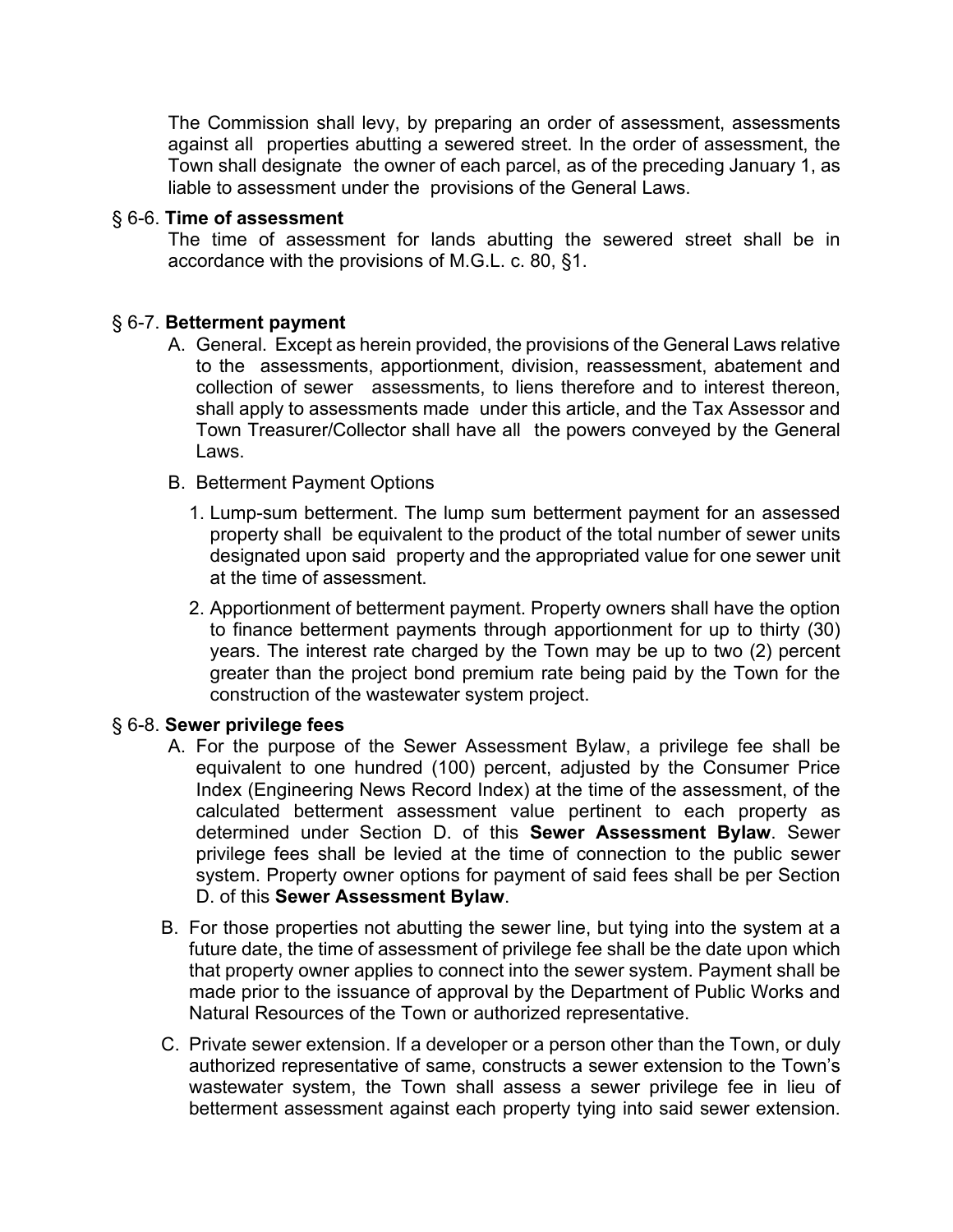The Commission shall levy, by preparing an order of assessment, assessments against all properties abutting a sewered street. In the order of assessment, the Town shall designate the owner of each parcel, as of the preceding January 1, as liable to assessment under the provisions of the General Laws.

§ 6-6. **Time of assessment**

The time of assessment for lands abutting the sewered street shall be in accordance with the provisions of M.G.L. c. 80, §1.

§ 6-7. **Betterment payment**

A. General. Except as herein provided, the provisions of the General Laws relative to the assessments, apportionment, division, reassessment, abatement and collection of sewer assessments, to liens therefore and to interest thereon, shall apply to assessments made under this article, and the Tax Assessor and Town Treasurer/Collector shall have all the powers conveyed by the General Laws.

B. Betterment Payment Options

1. Lump-sum betterment. The lump sum betterment payment for an assessed property shall be equivalent to the product of the total number of sewer units designated upon said property and the appropriated value for one sewer unit at the time of assessment.
2. Apportionment of betterment payment. Property owners shall have the option to finance betterment payments through apportionment for up to thirty (30) years. The interest rate charged by the Town may be up to two (2) percent greater than the project bond premium rate being paid by the Town for the construction of the wastewater system project.

§ 6-8. **Sewer privilege fees**

A. For the purpose of the Sewer Assessment Bylaw, a privilege fee shall be equivalent to one hundred (100) percent, adjusted by the Consumer Price Index (Engineering News Record Index) at the time of the assessment, of the calculated betterment assessment value pertinent to each property as determined under Section D. of this **Sewer Assessment Bylaw**. Sewer privilege fees shall be levied at the time of connection to the public sewer system. Property owner options for payment of said fees shall be per Section D. of this **Sewer Assessment Bylaw**.

B. For those properties not abutting the sewer line, but tying into the system at a future date, the time of assessment of privilege fee shall be the date upon which that property owner applies to connect into the sewer system. Payment shall be made prior to the issuance of approval by the Department of Public Works and Natural Resources of the Town or authorized representative.

C. Private sewer extension. If a developer or a person other than the Town, or duly authorized representative of same, constructs a sewer extension to the Town's wastewater system, the Town shall assess a sewer privilege fee in lieu of betterment assessment against each property tying into said sewer extension.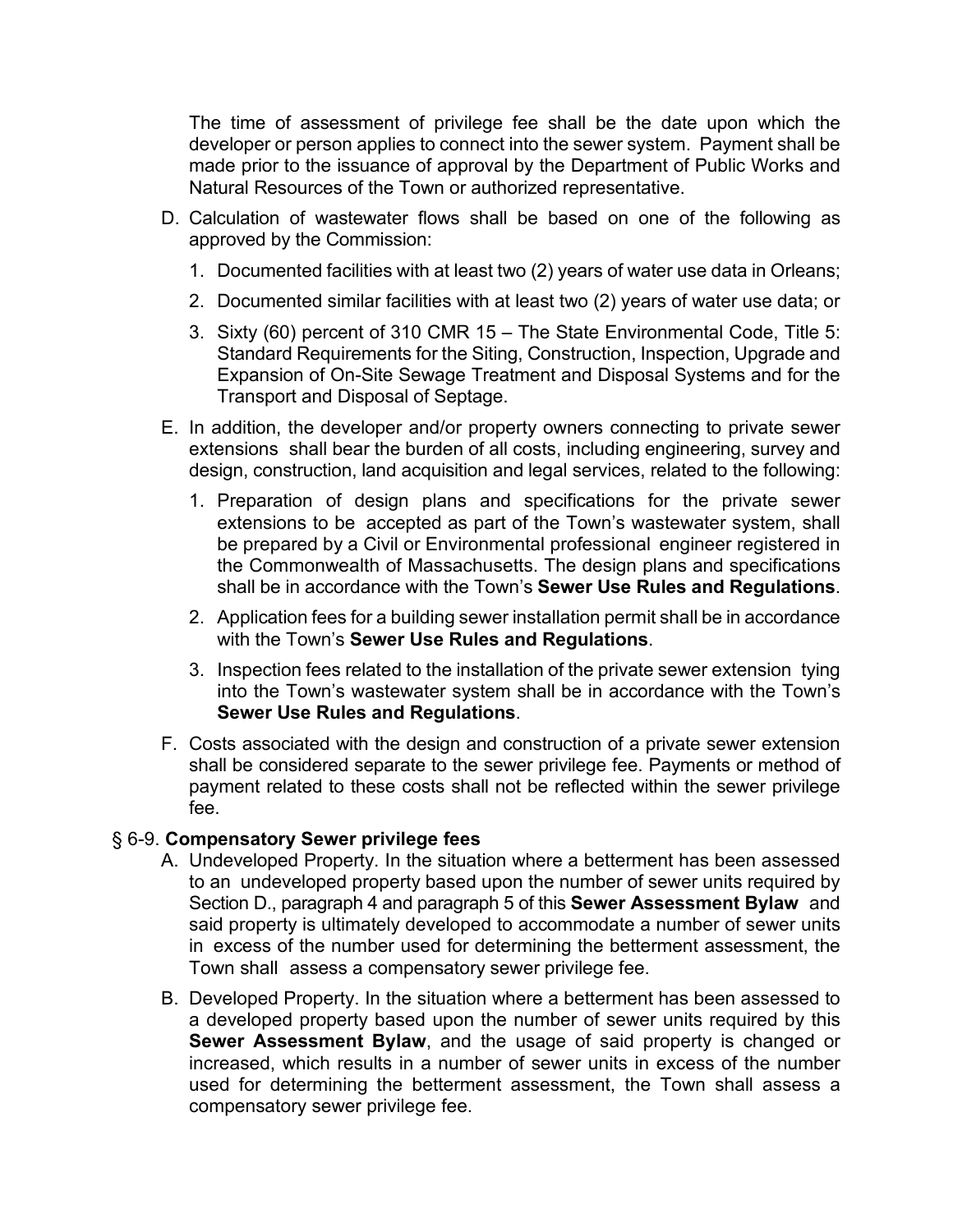The time of assessment of privilege fee shall be the date upon which the developer or person applies to connect into the sewer system. Payment shall be made prior to the issuance of approval by the Department of Public Works and Natural Resources of the Town or authorized representative.

D. Calculation of wastewater flows shall be based on one of the following as approved by the Commission:

   1. Documented facilities with at least two (2) years of water use data in Orleans;
   2. Documented similar facilities with at least two (2) years of water use data; or
   3. Sixty (60) percent of 310 CMR 15 – The State Environmental Code, Title 5: Standard Requirements for the Siting, Construction, Inspection, Upgrade and Expansion of On-Site Sewage Treatment and Disposal Systems and for the Transport and Disposal of Septage.

E. In addition, the developer and/or property owners connecting to private sewer extensions shall bear the burden of all costs, including engineering, survey and design, construction, land acquisition and legal services, related to the following:

   1. Preparation of design plans and specifications for the private sewer extensions to be accepted as part of the Town's wastewater system, shall be prepared by a Civil or Environmental professional engineer registered in the Commonwealth of Massachusetts. The design plans and specifications shall be in accordance with the Town's **Sewer Use Rules and Regulations**.
   2. Application fees for a building sewer installation permit shall be in accordance with the Town's **Sewer Use Rules and Regulations**.
   3. Inspection fees related to the installation of the private sewer extension tying into the Town's wastewater system shall be in accordance with the Town's **Sewer Use Rules and Regulations**.

F. Costs associated with the design and construction of a private sewer extension shall be considered separate to the sewer privilege fee. Payments or method of payment related to these costs shall not be reflected within the sewer privilege fee.

### § 6-9. **Compensatory Sewer privilege fees**

A. Undeveloped Property. In the situation where a betterment has been assessed to an undeveloped property based upon the number of sewer units required by Section D., paragraph 4 and paragraph 5 of this **Sewer Assessment Bylaw** and said property is ultimately developed to accommodate a number of sewer units in excess of the number used for determining the betterment assessment, the Town shall assess a compensatory sewer privilege fee.

B. Developed Property. In the situation where a betterment has been assessed to a developed property based upon the number of sewer units required by this **Sewer Assessment Bylaw**, and the usage of said property is changed or increased, which results in a number of sewer units in excess of the number used for determining the betterment assessment, the Town shall assess a compensatory sewer privilege fee.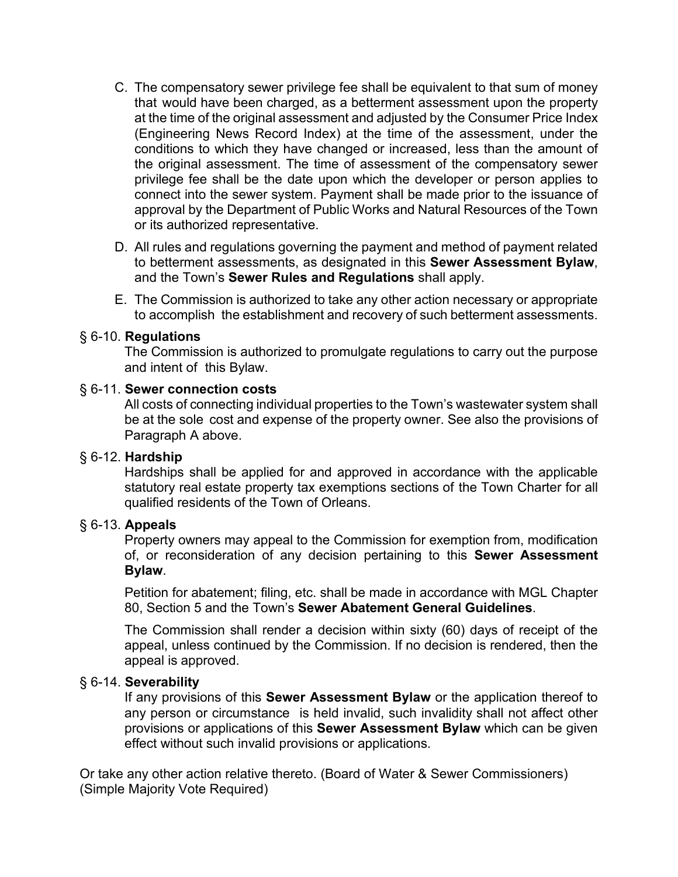C. The compensatory sewer privilege fee shall be equivalent to that sum of money that would have been charged, as a betterment assessment upon the property at the time of the original assessment and adjusted by the Consumer Price Index (Engineering News Record Index) at the time of the assessment, under the conditions to which they have changed or increased, less than the amount of the original assessment. The time of assessment of the compensatory sewer privilege fee shall be the date upon which the developer or person applies to connect into the sewer system. Payment shall be made prior to the issuance of approval by the Department of Public Works and Natural Resources of the Town or its authorized representative.

D. All rules and regulations governing the payment and method of payment related to betterment assessments, as designated in this **Sewer Assessment Bylaw**, and the Town's **Sewer Rules and Regulations** shall apply.

E. The Commission is authorized to take any other action necessary or appropriate to accomplish the establishment and recovery of such betterment assessments.

§ 6-10. **Regulations**

The Commission is authorized to promulgate regulations to carry out the purpose and intent of this Bylaw.

§ 6-11. **Sewer connection costs**

All costs of connecting individual properties to the Town's wastewater system shall be at the sole cost and expense of the property owner. See also the provisions of Paragraph A above.

§ 6-12. **Hardship**

Hardships shall be applied for and approved in accordance with the applicable statutory real estate property tax exemptions sections of the Town Charter for all qualified residents of the Town of Orleans.

§ 6-13. **Appeals**

Property owners may appeal to the Commission for exemption from, modification of, or reconsideration of any decision pertaining to this **Sewer Assessment Bylaw**.

Petition for abatement; filing, etc. shall be made in accordance with MGL Chapter 80, Section 5 and the Town's **Sewer Abatement General Guidelines**.

The Commission shall render a decision within sixty (60) days of receipt of the appeal, unless continued by the Commission. If no decision is rendered, then the appeal is approved.

§ 6-14. **Severability**

If any provisions of this **Sewer Assessment Bylaw** or the application thereof to any person or circumstance is held invalid, such invalidity shall not affect other provisions or applications of this **Sewer Assessment Bylaw** which can be given effect without such invalid provisions or applications.

Or take any other action relative thereto. (Board of Water & Sewer Commissioners) (Simple Majority Vote Required)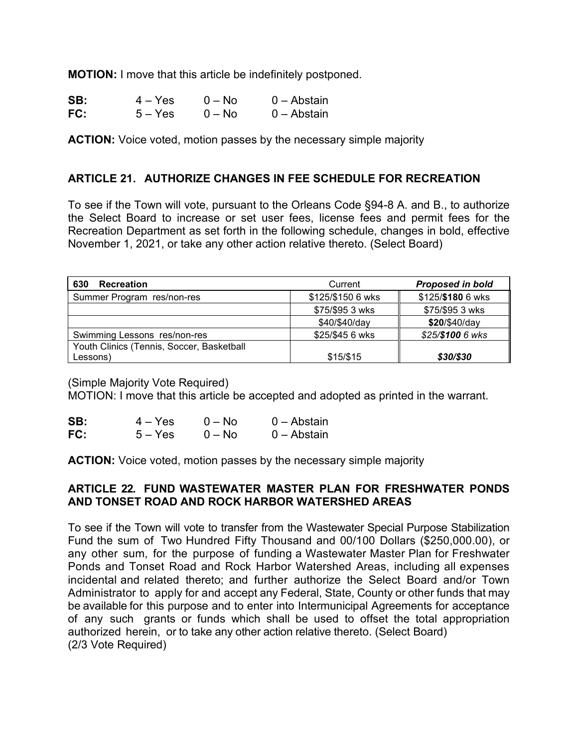**MOTION:** I move that this article be indefinitely postponed.

| | | | |
|---|---|---|---|
| **SB:** | 4 – Yes | 0 – No | 0 – Abstain |
| **FC:** | 5 – Yes | 0 – No | 0 – Abstain |

**ACTION:** Voice voted, motion passes by the necessary simple majority

## ARTICLE 21. AUTHORIZE CHANGES IN FEE SCHEDULE FOR RECREATION

To see if the Town will vote, pursuant to the Orleans Code §94-8 A. and B., to authorize the Select Board to increase or set user fees, license fees and permit fees for the Recreation Department as set forth in the following schedule, changes in bold, effective November 1, 2021, or take any other action relative thereto. (Select Board)

| **630 Recreation** | Current | ***Proposed in bold*** |
|---|---|---|
| Summer Program res/non-res | $125/$150 6 wks | $125/**$180** 6 wks |
| | $75/$95 3 wks | $75/$95 3 wks |
| | $40/$40/day | **$20**/$40/day |
| Swimming Lessons res/non-res | $25/$45 6 wks | *$25/**$100** 6 wks* |
| Youth Clinics (Tennis, Soccer, Basketball Lessons) | $15/$15 | ***$30/$30*** |

(Simple Majority Vote Required)
MOTION: I move that this article be accepted and adopted as printed in the warrant.

| | | | |
|---|---|---|---|
| **SB:** | 4 – Yes | 0 – No | 0 – Abstain |
| **FC:** | 5 – Yes | 0 – No | 0 – Abstain |

**ACTION:** Voice voted, motion passes by the necessary simple majority

## ARTICLE 22. FUND WASTEWATER MASTER PLAN FOR FRESHWATER PONDS AND TONSET ROAD AND ROCK HARBOR WATERSHED AREAS

To see if the Town will vote to transfer from the Wastewater Special Purpose Stabilization Fund the sum of Two Hundred Fifty Thousand and 00/100 Dollars ($250,000.00), or any other sum, for the purpose of funding a Wastewater Master Plan for Freshwater Ponds and Tonset Road and Rock Harbor Watershed Areas, including all expenses incidental and related thereto; and further authorize the Select Board and/or Town Administrator to apply for and accept any Federal, State, County or other funds that may be available for this purpose and to enter into Intermunicipal Agreements for acceptance of any such grants or funds which shall be used to offset the total appropriation authorized herein, or to take any other action relative thereto. (Select Board)
(2/3 Vote Required)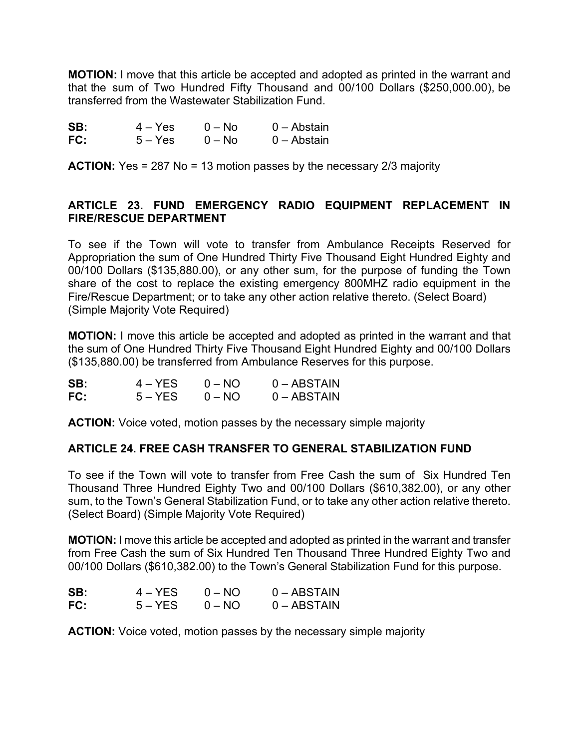**MOTION:** I move that this article be accepted and adopted as printed in the warrant and that the sum of Two Hundred Fifty Thousand and 00/100 Dollars ($250,000.00), be transferred from the Wastewater Stabilization Fund.

| | | | |
|---|---|---|---|
| **SB:** | 4 – Yes | 0 – No | 0 – Abstain |
| **FC:** | 5 – Yes | 0 – No | 0 – Abstain |

**ACTION:** Yes = 287 No = 13 motion passes by the necessary 2/3 majority

## ARTICLE 23. FUND EMERGENCY RADIO EQUIPMENT REPLACEMENT IN FIRE/RESCUE DEPARTMENT

To see if the Town will vote to transfer from Ambulance Receipts Reserved for Appropriation the sum of One Hundred Thirty Five Thousand Eight Hundred Eighty and 00/100 Dollars ($135,880.00), or any other sum, for the purpose of funding the Town share of the cost to replace the existing emergency 800MHZ radio equipment in the Fire/Rescue Department; or to take any other action relative thereto. (Select Board) (Simple Majority Vote Required)

**MOTION:** I move this article be accepted and adopted as printed in the warrant and that the sum of One Hundred Thirty Five Thousand Eight Hundred Eighty and 00/100 Dollars ($135,880.00) be transferred from Ambulance Reserves for this purpose.

| | | | |
|---|---|---|---|
| **SB:** | 4 – YES | 0 – NO | 0 – ABSTAIN |
| **FC:** | 5 – YES | 0 – NO | 0 – ABSTAIN |

**ACTION:** Voice voted, motion passes by the necessary simple majority

## ARTICLE 24. FREE CASH TRANSFER TO GENERAL STABILIZATION FUND

To see if the Town will vote to transfer from Free Cash the sum of Six Hundred Ten Thousand Three Hundred Eighty Two and 00/100 Dollars ($610,382.00), or any other sum, to the Town's General Stabilization Fund, or to take any other action relative thereto. (Select Board) (Simple Majority Vote Required)

**MOTION:** I move this article be accepted and adopted as printed in the warrant and transfer from Free Cash the sum of Six Hundred Ten Thousand Three Hundred Eighty Two and 00/100 Dollars ($610,382.00) to the Town's General Stabilization Fund for this purpose.

| | | | |
|---|---|---|---|
| **SB:** | 4 – YES | 0 – NO | 0 – ABSTAIN |
| **FC:** | 5 – YES | 0 – NO | 0 – ABSTAIN |

**ACTION:** Voice voted, motion passes by the necessary simple majority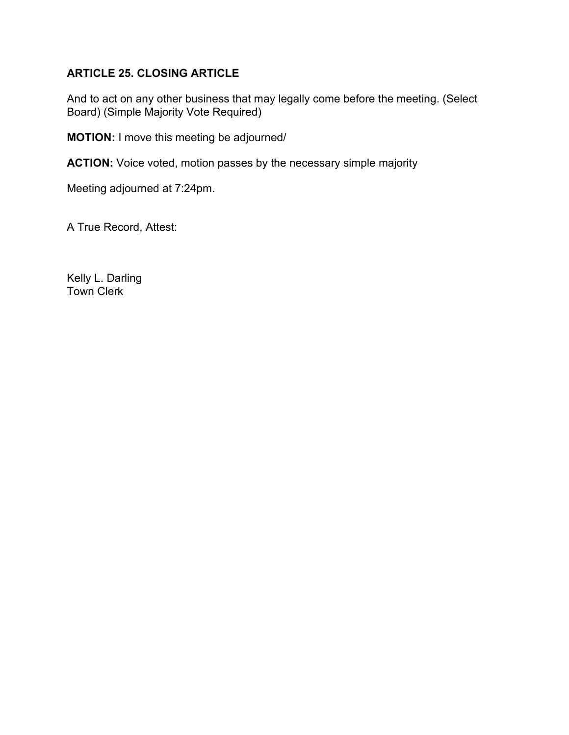**ARTICLE 25. CLOSING ARTICLE**

And to act on any other business that may legally come before the meeting. (Select Board) (Simple Majority Vote Required)

**MOTION:** I move this meeting be adjourned/

**ACTION:** Voice voted, motion passes by the necessary simple majority

Meeting adjourned at 7:24pm.

A True Record, Attest:

Kelly L. Darling
Town Clerk